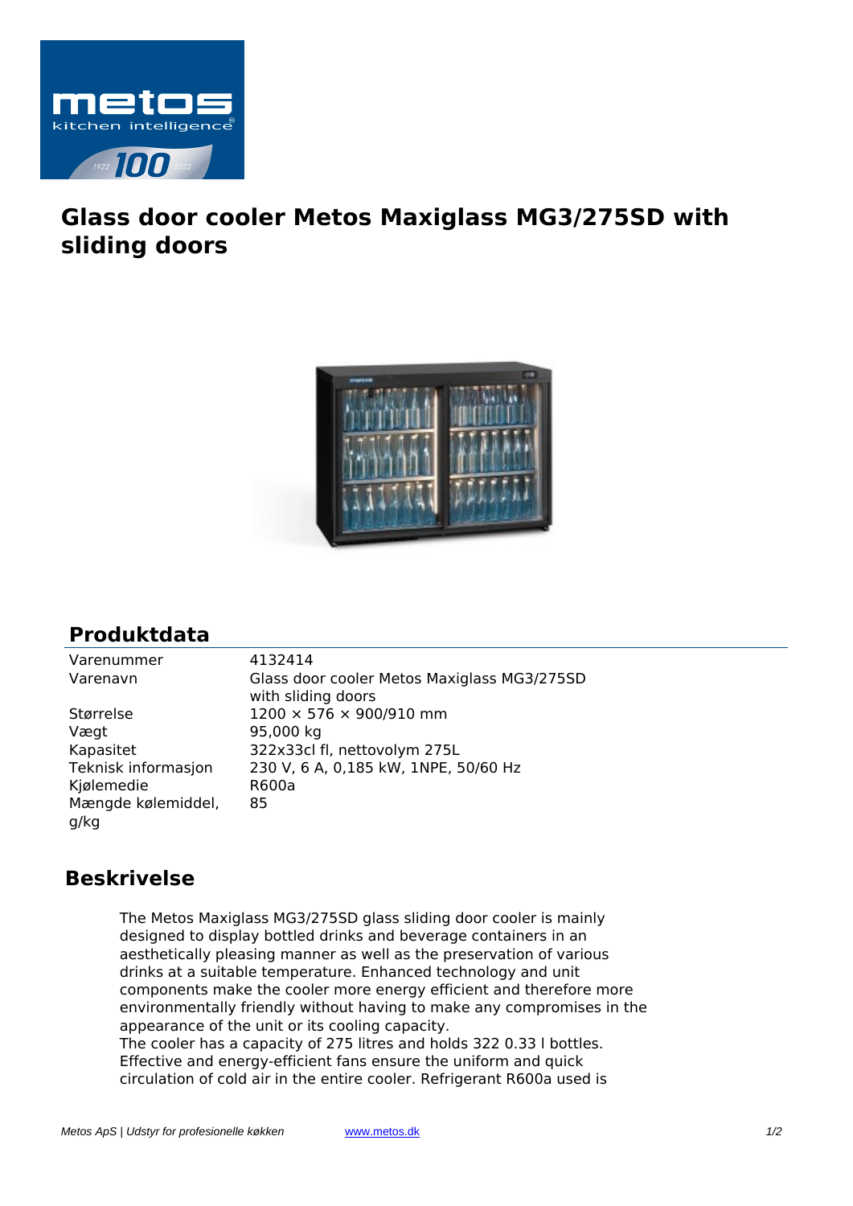# Glass door cooler Metos Maxiglass MG3/275SD with sliding doors

## Produktdata

| | |
|---|---|
| Varenummer | 4132414 |
| Varenavn | Glass door cooler Metos Maxiglass MG3/275SD with sliding doors |
| Størrelse | 1200 × 576 × 900/910 mm |
| Vægt | 95,000 kg |
| Kapasitet | 322x33cl fl, nettovolym 275L |
| Teknisk informasjon | 230 V, 6 A, 0,185 kW, 1NPE, 50/60 Hz |
| Kjølemedie | R600a |
| Mængde kølemiddel, g/kg | 85 |

## Beskrivelse

The Metos Maxiglass MG3/275SD glass sliding door cooler is mainly designed to display bottled drinks and beverage containers in an aesthetically pleasing manner as well as the preservation of various drinks at a suitable temperature. Enhanced technology and unit components make the cooler more energy efficient and therefore more environmentally friendly without having to make any compromises in the appearance of the unit or its cooling capacity.
The cooler has a capacity of 275 litres and holds 322 0.33 l bottles. Effective and energy-efficient fans ensure the uniform and quick circulation of cold air in the entire cooler. Refrigerant R600a used is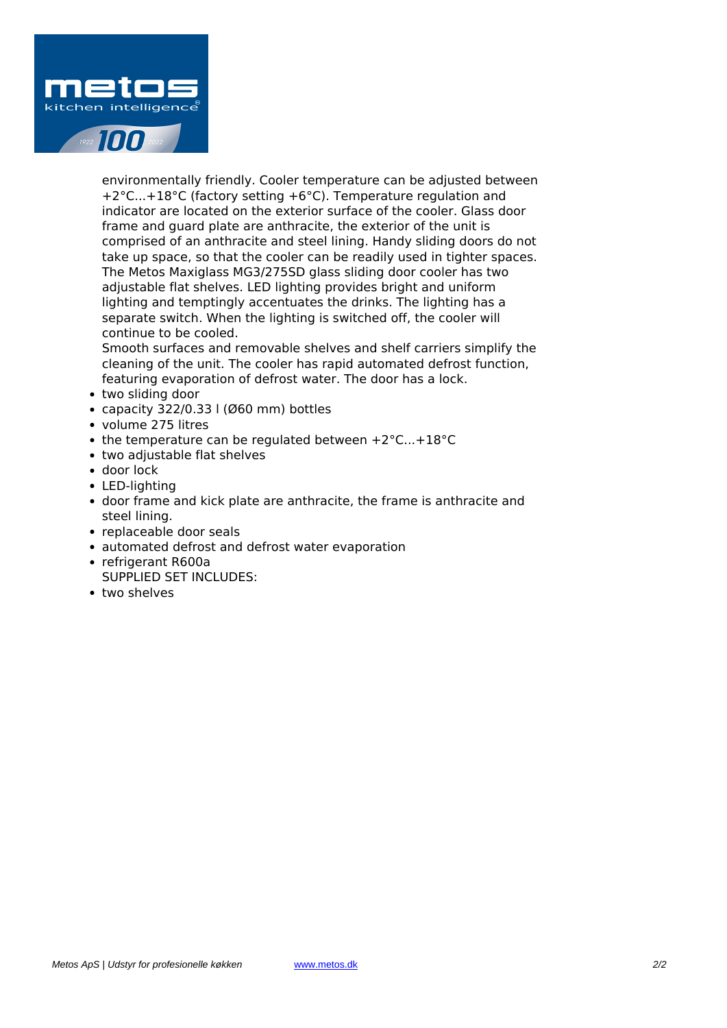environmentally friendly. Cooler temperature can be adjusted between +2°C...+18°C (factory setting +6°C). Temperature regulation and indicator are located on the exterior surface of the cooler. Glass door frame and guard plate are anthracite, the exterior of the unit is comprised of an anthracite and steel lining. Handy sliding doors do not take up space, so that the cooler can be readily used in tighter spaces. The Metos Maxiglass MG3/275SD glass sliding door cooler has two adjustable flat shelves. LED lighting provides bright and uniform lighting and temptingly accentuates the drinks. The lighting has a separate switch. When the lighting is switched off, the cooler will continue to be cooled.
Smooth surfaces and removable shelves and shelf carriers simplify the cleaning of the unit. The cooler has rapid automated defrost function, featuring evaporation of defrost water. The door has a lock.

- two sliding door
- capacity 322/0.33 l (Ø60 mm) bottles
- volume 275 litres
- the temperature can be regulated between +2°C...+18°C
- two adjustable flat shelves
- door lock
- LED-lighting
- door frame and kick plate are anthracite, the frame is anthracite and steel lining.
- replaceable door seals
- automated defrost and defrost water evaporation
- refrigerant R600a
SUPPLIED SET INCLUDES:
- two shelves